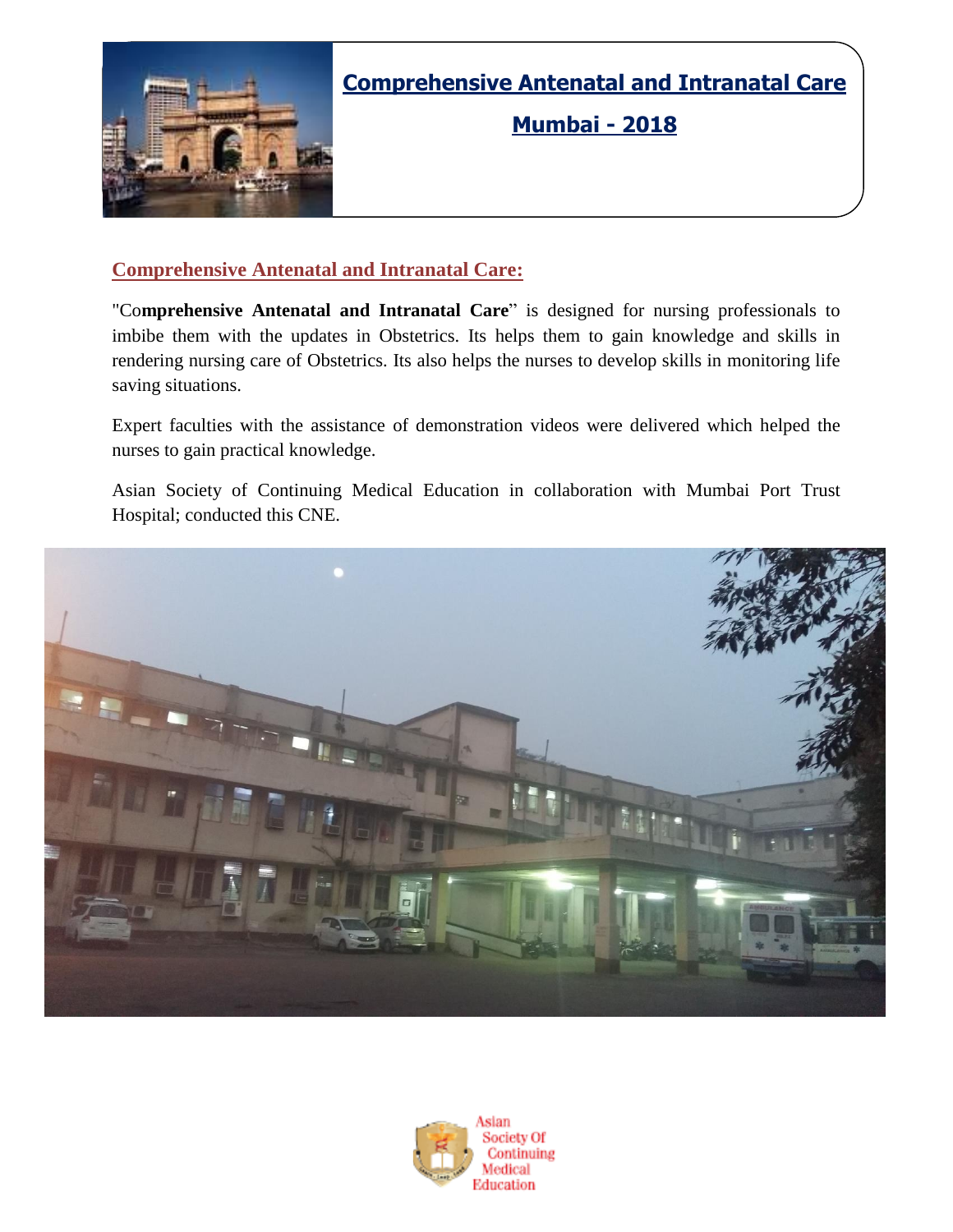# Comprehensive Antenatal and Intranatal Care

## Mumbai - 2018

### Comprehensive Antenatal and Intranatal Care:

"Co**mprehensive Antenatal and Intranatal Care**" is designed for nursing professionals to imbibe them with the updates in Obstetrics. Its helps them to gain knowledge and skills in rendering nursing care of Obstetrics. Its also helps the nurses to develop skills in monitoring life saving situations.

Expert faculties with the assistance of demonstration videos were delivered which helped the nurses to gain practical knowledge.

Asian Society of Continuing Medical Education in collaboration with Mumbai Port Trust Hospital; conducted this CNE.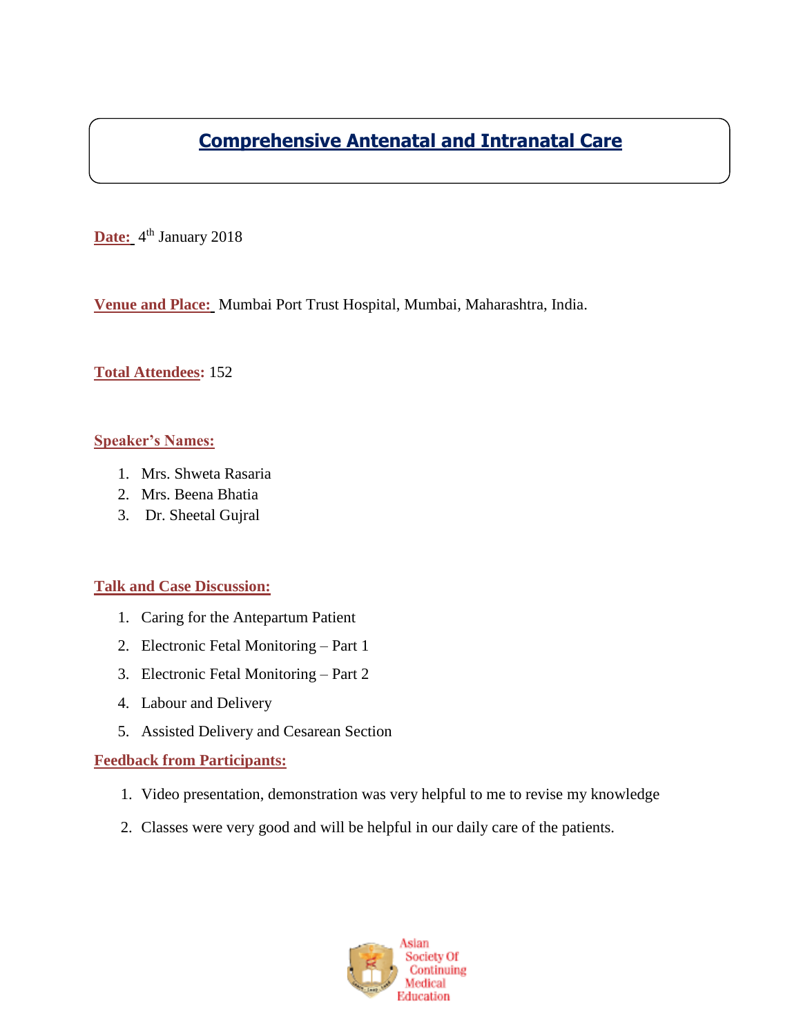# Comprehensive Antenatal and Intranatal Care

**Date:** 4th January 2018

**Venue and Place:** Mumbai Port Trust Hospital, Mumbai, Maharashtra, India.

**Total Attendees:** 152

**Speaker's Names:**

1. Mrs. Shweta Rasaria
2. Mrs. Beena Bhatia
3. Dr. Sheetal Gujral

**Talk and Case Discussion:**

1. Caring for the Antepartum Patient
2. Electronic Fetal Monitoring – Part 1
3. Electronic Fetal Monitoring – Part 2
4. Labour and Delivery
5. Assisted Delivery and Cesarean Section

**Feedback from Participants:**

1. Video presentation, demonstration was very helpful to me to revise my knowledge
2. Classes were very good and will be helpful in our daily care of the patients.

Asian Society Of Continuing Medical Education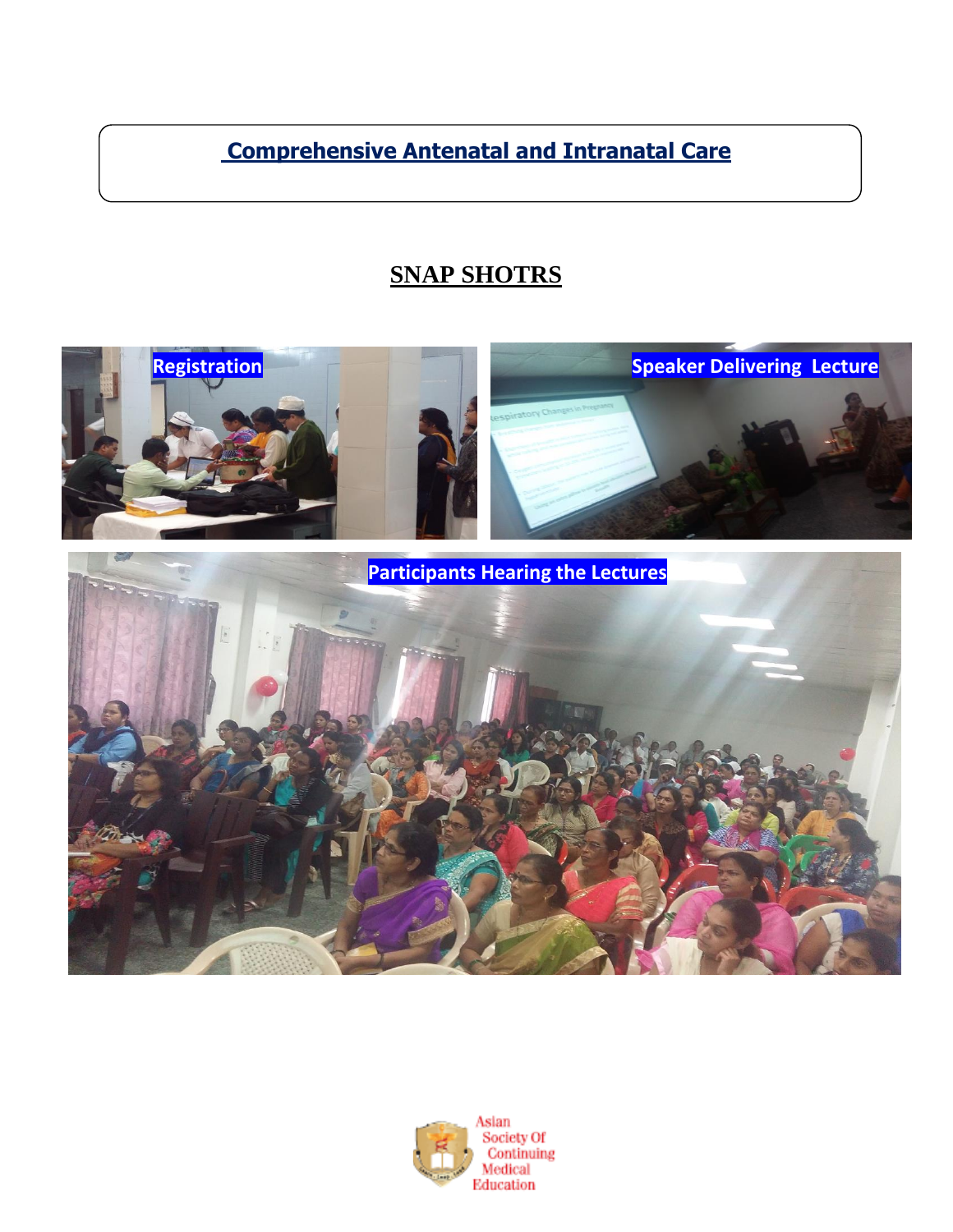# Comprehensive Antenatal and Intranatal Care

## SNAP SHOTRS

Registration

Speaker Delivering Lecture

Participants Hearing the Lectures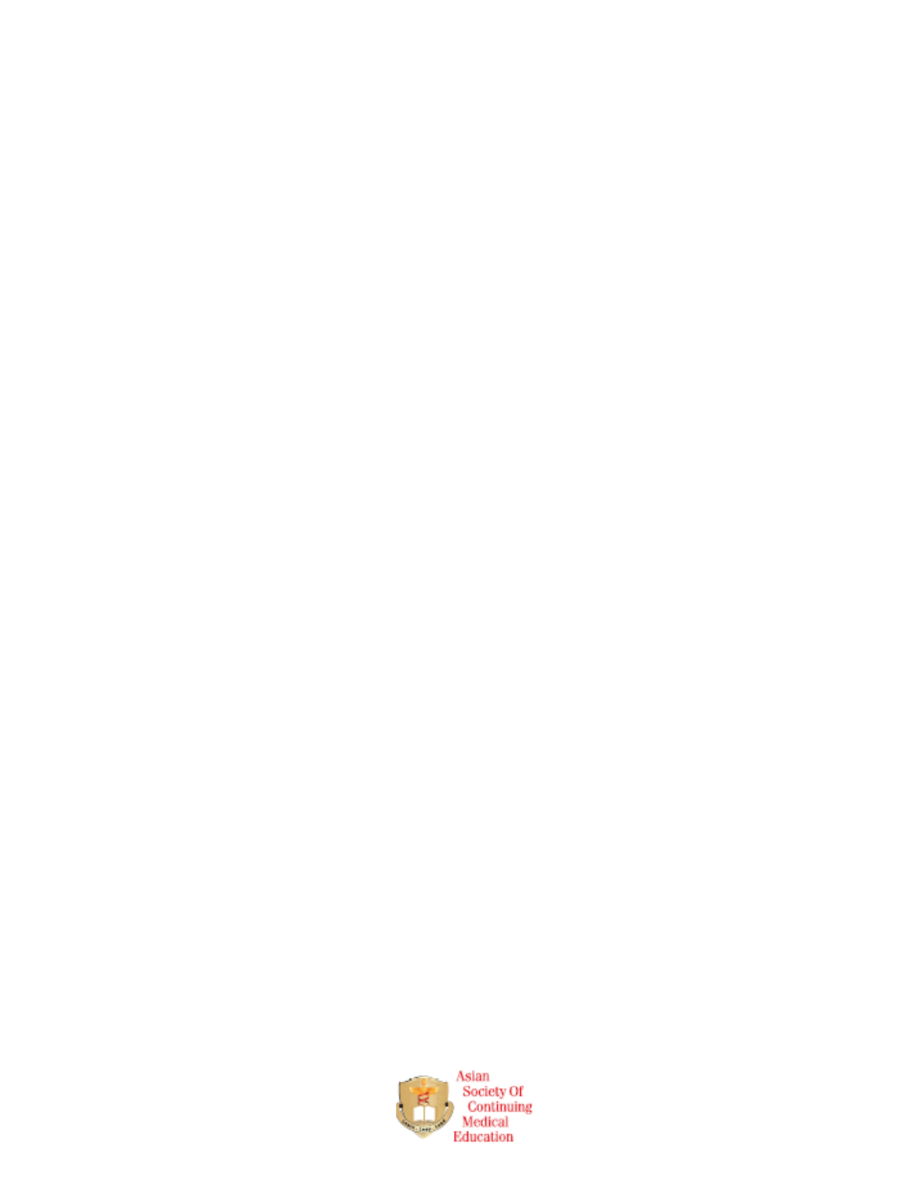Asian
Society Of
Continuing
Medical
Education